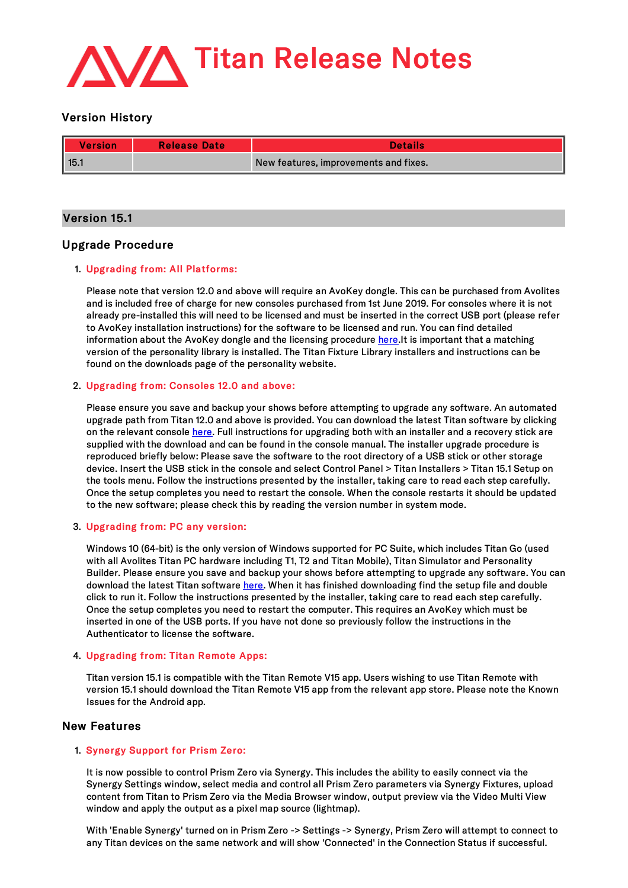# Titan Release Notes

## Version History

| Version | Release Date | Details |
|---|---|---|
| 15.1 | | New features, improvements and fixes. |

## Version 15.1

### Upgrade Procedure

1. **Upgrading from: All Platforms:**

   Please note that version 12.0 and above will require an AvoKey dongle. This can be purchased from Avolites and is included free of charge for new consoles purchased from 1st June 2019. For consoles where it is not already pre-installed this will need to be licensed and must be inserted in the correct USB port (please refer to AvoKey installation instructions) for the software to be licensed and run. You can find detailed information about the AvoKey dongle and the licensing procedure here.It is important that a matching version of the personality library is installed. The Titan Fixture Library installers and instructions can be found on the downloads page of the personality website.

2. **Upgrading from: Consoles 12.0 and above:**

   Please ensure you save and backup your shows before attempting to upgrade any software. An automated upgrade path from Titan 12.0 and above is provided. You can download the latest Titan software by clicking on the relevant console here. Full instructions for upgrading both with an installer and a recovery stick are supplied with the download and can be found in the console manual. The installer upgrade procedure is reproduced briefly below: Please save the software to the root directory of a USB stick or other storage device. Insert the USB stick in the console and select Control Panel > Titan Installers > Titan 15.1 Setup on the tools menu. Follow the instructions presented by the installer, taking care to read each step carefully. Once the setup completes you need to restart the console. When the console restarts it should be updated to the new software; please check this by reading the version number in system mode.

3. **Upgrading from: PC any version:**

   Windows 10 (64-bit) is the only version of Windows supported for PC Suite, which includes Titan Go (used with all Avolites Titan PC hardware including T1, T2 and Titan Mobile), Titan Simulator and Personality Builder. Please ensure you save and backup your shows before attempting to upgrade any software. You can download the latest Titan software here. When it has finished downloading find the setup file and double click to run it. Follow the instructions presented by the installer, taking care to read each step carefully. Once the setup completes you need to restart the computer. This requires an AvoKey which must be inserted in one of the USB ports. If you have not done so previously follow the instructions in the Authenticator to license the software.

4. **Upgrading from: Titan Remote Apps:**

   Titan version 15.1 is compatible with the Titan Remote V15 app. Users wishing to use Titan Remote with version 15.1 should download the Titan Remote V15 app from the relevant app store. Please note the Known Issues for the Android app.

### New Features

1. **Synergy Support for Prism Zero:**

   It is now possible to control Prism Zero via Synergy. This includes the ability to easily connect via the Synergy Settings window, select media and control all Prism Zero parameters via Synergy Fixtures, upload content from Titan to Prism Zero via the Media Browser window, output preview via the Video Multi View window and apply the output as a pixel map source (lightmap).

   With 'Enable Synergy' turned on in Prism Zero -> Settings -> Synergy, Prism Zero will attempt to connect to any Titan devices on the same network and will show 'Connected' in the Connection Status if successful.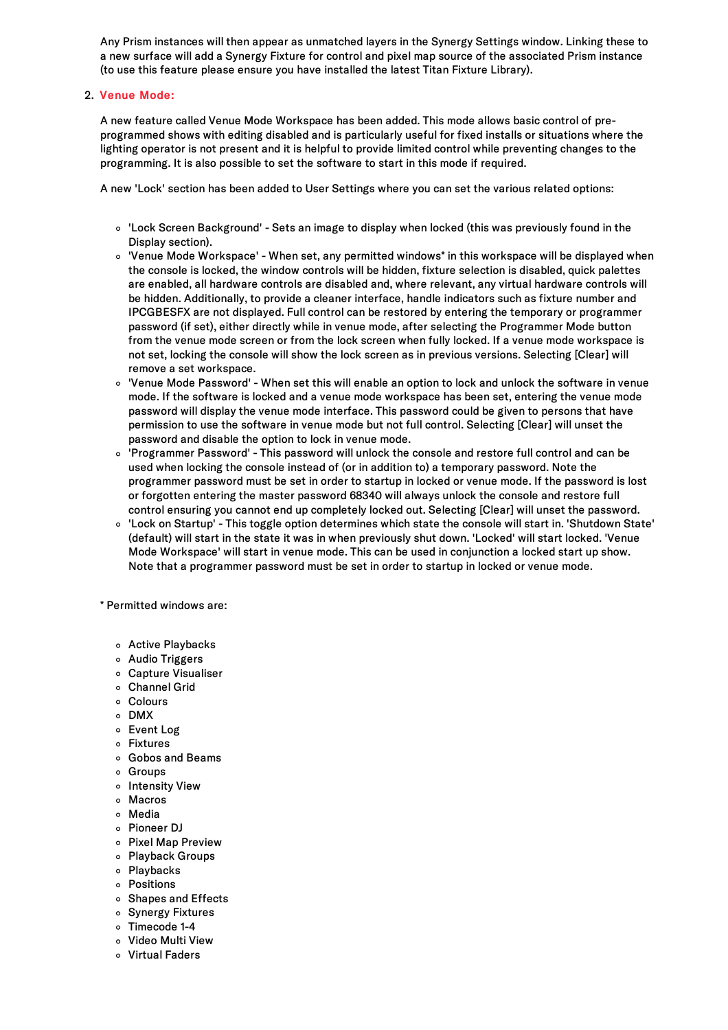Any Prism instances will then appear as unmatched layers in the Synergy Settings window. Linking these to a new surface will add a Synergy Fixture for control and pixel map source of the associated Prism instance (to use this feature please ensure you have installed the latest Titan Fixture Library).

2. **Venue Mode:**

   A new feature called Venue Mode Workspace has been added. This mode allows basic control of pre-programmed shows with editing disabled and is particularly useful for fixed installs or situations where the lighting operator is not present and it is helpful to provide limited control while preventing changes to the programming. It is also possible to set the software to start in this mode if required.

   A new 'Lock' section has been added to User Settings where you can set the various related options:

   - 'Lock Screen Background' - Sets an image to display when locked (this was previously found in the Display section).
   - 'Venue Mode Workspace' - When set, any permitted windows* in this workspace will be displayed when the console is locked, the window controls will be hidden, fixture selection is disabled, quick palettes are enabled, all hardware controls are disabled and, where relevant, any virtual hardware controls will be hidden. Additionally, to provide a cleaner interface, handle indicators such as fixture number and IPCGBESFX are not displayed. Full control can be restored by entering the temporary or programmer password (if set), either directly while in venue mode, after selecting the Programmer Mode button from the venue mode screen or from the lock screen when fully locked. If a venue mode workspace is not set, locking the console will show the lock screen as in previous versions. Selecting [Clear] will remove a set workspace.
   - 'Venue Mode Password' - When set this will enable an option to lock and unlock the software in venue mode. If the software is locked and a venue mode workspace has been set, entering the venue mode password will display the venue mode interface. This password could be given to persons that have permission to use the software in venue mode but not full control. Selecting [Clear] will unset the password and disable the option to lock in venue mode.
   - 'Programmer Password' - This password will unlock the console and restore full control and can be used when locking the console instead of (or in addition to) a temporary password. Note the programmer password must be set in order to startup in locked or venue mode. If the password is lost or forgotten entering the master password 68340 will always unlock the console and restore full control ensuring you cannot end up completely locked out. Selecting [Clear] will unset the password.
   - 'Lock on Startup' - This toggle option determines which state the console will start in. 'Shutdown State' (default) will start in the state it was in when previously shut down. 'Locked' will start locked. 'Venue Mode Workspace' will start in venue mode. This can be used in conjunction a locked start up show. Note that a programmer password must be set in order to startup in locked or venue mode.

   \* Permitted windows are:

   - Active Playbacks
   - Audio Triggers
   - Capture Visualiser
   - Channel Grid
   - Colours
   - DMX
   - Event Log
   - Fixtures
   - Gobos and Beams
   - Groups
   - Intensity View
   - Macros
   - Media
   - Pioneer DJ
   - Pixel Map Preview
   - Playback Groups
   - Playbacks
   - Positions
   - Shapes and Effects
   - Synergy Fixtures
   - Timecode 1-4
   - Video Multi View
   - Virtual Faders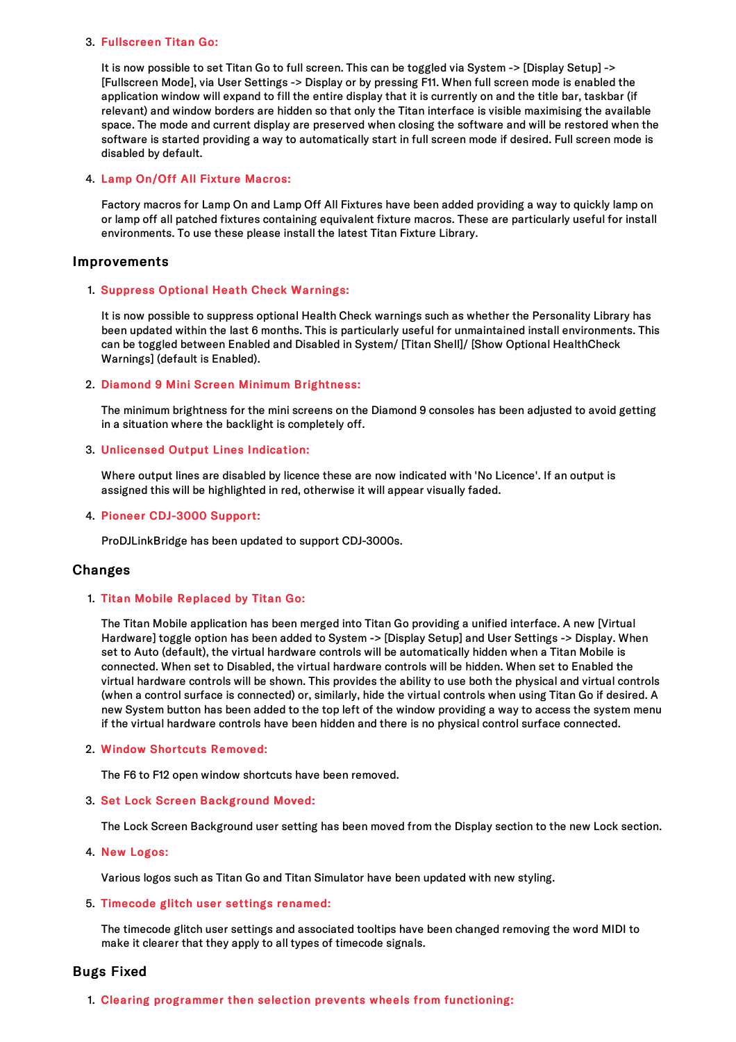3. **Fullscreen Titan Go:**

   It is now possible to set Titan Go to full screen. This can be toggled via System -> [Display Setup] -> [Fullscreen Mode], via User Settings -> Display or by pressing F11. When full screen mode is enabled the application window will expand to fill the entire display that it is currently on and the title bar, taskbar (if relevant) and window borders are hidden so that only the Titan interface is visible maximising the available space. The mode and current display are preserved when closing the software and will be restored when the software is started providing a way to automatically start in full screen mode if desired. Full screen mode is disabled by default.

4. **Lamp On/Off All Fixture Macros:**

   Factory macros for Lamp On and Lamp Off All Fixtures have been added providing a way to quickly lamp on or lamp off all patched fixtures containing equivalent fixture macros. These are particularly useful for install environments. To use these please install the latest Titan Fixture Library.

## Improvements

1. **Suppress Optional Heath Check Warnings:**

   It is now possible to suppress optional Health Check warnings such as whether the Personality Library has been updated within the last 6 months. This is particularly useful for unmaintained install environments. This can be toggled between Enabled and Disabled in System/ [Titan Shell]/ [Show Optional HealthCheck Warnings] (default is Enabled).

2. **Diamond 9 Mini Screen Minimum Brightness:**

   The minimum brightness for the mini screens on the Diamond 9 consoles has been adjusted to avoid getting in a situation where the backlight is completely off.

3. **Unlicensed Output Lines Indication:**

   Where output lines are disabled by licence these are now indicated with 'No Licence'. If an output is assigned this will be highlighted in red, otherwise it will appear visually faded.

4. **Pioneer CDJ-3000 Support:**

   ProDJLinkBridge has been updated to support CDJ-3000s.

## Changes

1. **Titan Mobile Replaced by Titan Go:**

   The Titan Mobile application has been merged into Titan Go providing a unified interface. A new [Virtual Hardware] toggle option has been added to System -> [Display Setup] and User Settings -> Display. When set to Auto (default), the virtual hardware controls will be automatically hidden when a Titan Mobile is connected. When set to Disabled, the virtual hardware controls will be hidden. When set to Enabled the virtual hardware controls will be shown. This provides the ability to use both the physical and virtual controls (when a control surface is connected) or, similarly, hide the virtual controls when using Titan Go if desired. A new System button has been added to the top left of the window providing a way to access the system menu if the virtual hardware controls have been hidden and there is no physical control surface connected.

2. **Window Shortcuts Removed:**

   The F6 to F12 open window shortcuts have been removed.

3. **Set Lock Screen Background Moved:**

   The Lock Screen Background user setting has been moved from the Display section to the new Lock section.

4. **New Logos:**

   Various logos such as Titan Go and Titan Simulator have been updated with new styling.

5. **Timecode glitch user settings renamed:**

   The timecode glitch user settings and associated tooltips have been changed removing the word MIDI to make it clearer that they apply to all types of timecode signals.

## Bugs Fixed

1. **Clearing programmer then selection prevents wheels from functioning:**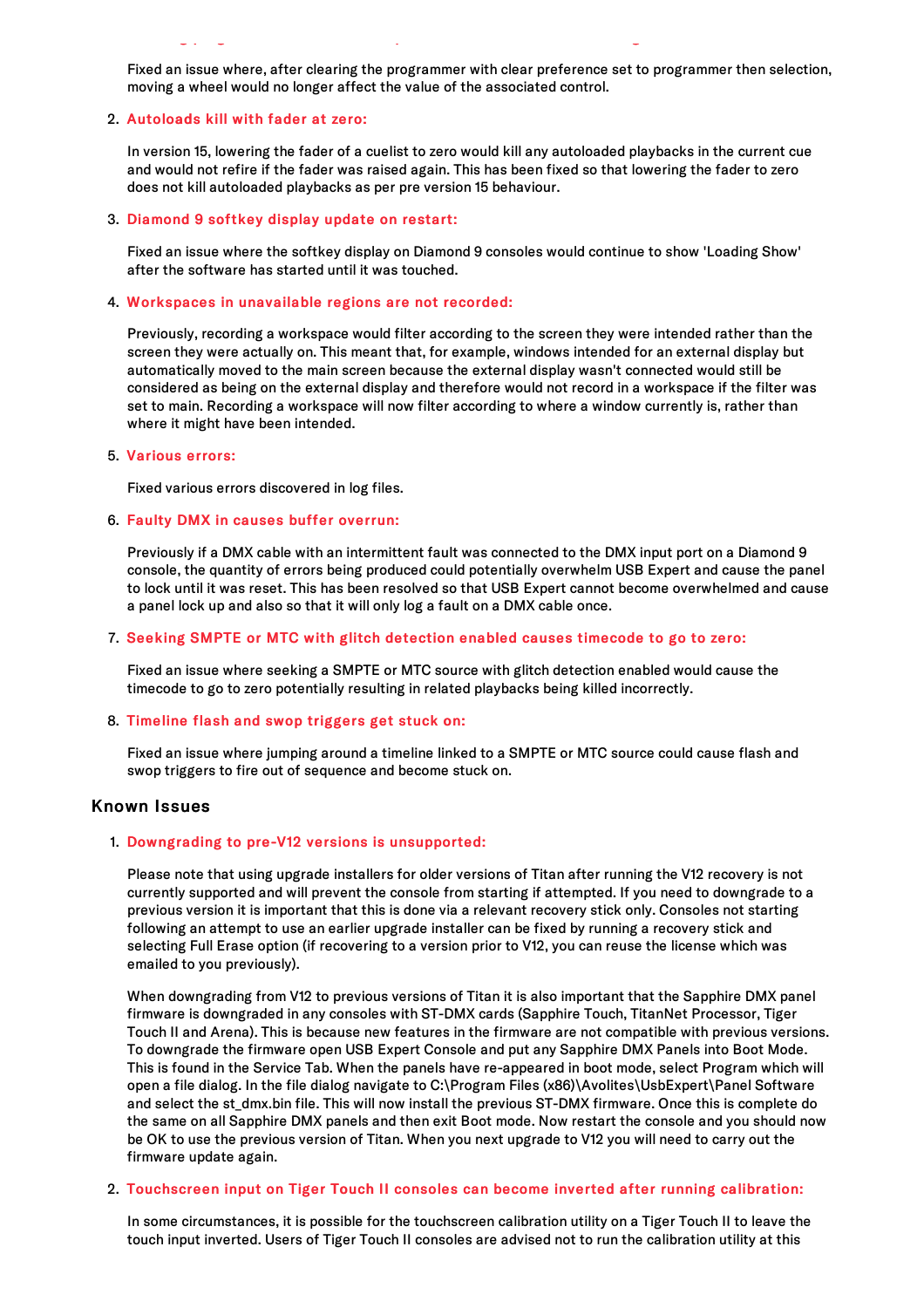Fixed an issue where, after clearing the programmer with clear preference set to programmer then selection, moving a wheel would no longer affect the value of the associated control.

2. **Autoloads kill with fader at zero:**

   In version 15, lowering the fader of a cuelist to zero would kill any autoloaded playbacks in the current cue and would not refire if the fader was raised again. This has been fixed so that lowering the fader to zero does not kill autoloaded playbacks as per pre version 15 behaviour.

3. **Diamond 9 softkey display update on restart:**

   Fixed an issue where the softkey display on Diamond 9 consoles would continue to show 'Loading Show' after the software has started until it was touched.

4. **Workspaces in unavailable regions are not recorded:**

   Previously, recording a workspace would filter according to the screen they were intended rather than the screen they were actually on. This meant that, for example, windows intended for an external display but automatically moved to the main screen because the external display wasn't connected would still be considered as being on the external display and therefore would not record in a workspace if the filter was set to main. Recording a workspace will now filter according to where a window currently is, rather than where it might have been intended.

5. **Various errors:**

   Fixed various errors discovered in log files.

6. **Faulty DMX in causes buffer overrun:**

   Previously if a DMX cable with an intermittent fault was connected to the DMX input port on a Diamond 9 console, the quantity of errors being produced could potentially overwhelm USB Expert and cause the panel to lock until it was reset. This has been resolved so that USB Expert cannot become overwhelmed and cause a panel lock up and also so that it will only log a fault on a DMX cable once.

7. **Seeking SMPTE or MTC with glitch detection enabled causes timecode to go to zero:**

   Fixed an issue where seeking a SMPTE or MTC source with glitch detection enabled would cause the timecode to go to zero potentially resulting in related playbacks being killed incorrectly.

8. **Timeline flash and swop triggers get stuck on:**

   Fixed an issue where jumping around a timeline linked to a SMPTE or MTC source could cause flash and swop triggers to fire out of sequence and become stuck on.

### Known Issues

1. **Downgrading to pre-V12 versions is unsupported:**

   Please note that using upgrade installers for older versions of Titan after running the V12 recovery is not currently supported and will prevent the console from starting if attempted. If you need to downgrade to a previous version it is important that this is done via a relevant recovery stick only. Consoles not starting following an attempt to use an earlier upgrade installer can be fixed by running a recovery stick and selecting Full Erase option (if recovering to a version prior to V12, you can reuse the license which was emailed to you previously).

   When downgrading from V12 to previous versions of Titan it is also important that the Sapphire DMX panel firmware is downgraded in any consoles with ST-DMX cards (Sapphire Touch, TitanNet Processor, Tiger Touch II and Arena). This is because new features in the firmware are not compatible with previous versions. To downgrade the firmware open USB Expert Console and put any Sapphire DMX Panels into Boot Mode. This is found in the Service Tab. When the panels have re-appeared in boot mode, select Program which will open a file dialog. In the file dialog navigate to C:\Program Files (x86)\Avolites\UsbExpert\Panel Software and select the st_dmx.bin file. This will now install the previous ST-DMX firmware. Once this is complete do the same on all Sapphire DMX panels and then exit Boot mode. Now restart the console and you should now be OK to use the previous version of Titan. When you next upgrade to V12 you will need to carry out the firmware update again.

2. **Touchscreen input on Tiger Touch II consoles can become inverted after running calibration:**

   In some circumstances, it is possible for the touchscreen calibration utility on a Tiger Touch II to leave the touch input inverted. Users of Tiger Touch II consoles are advised not to run the calibration utility at this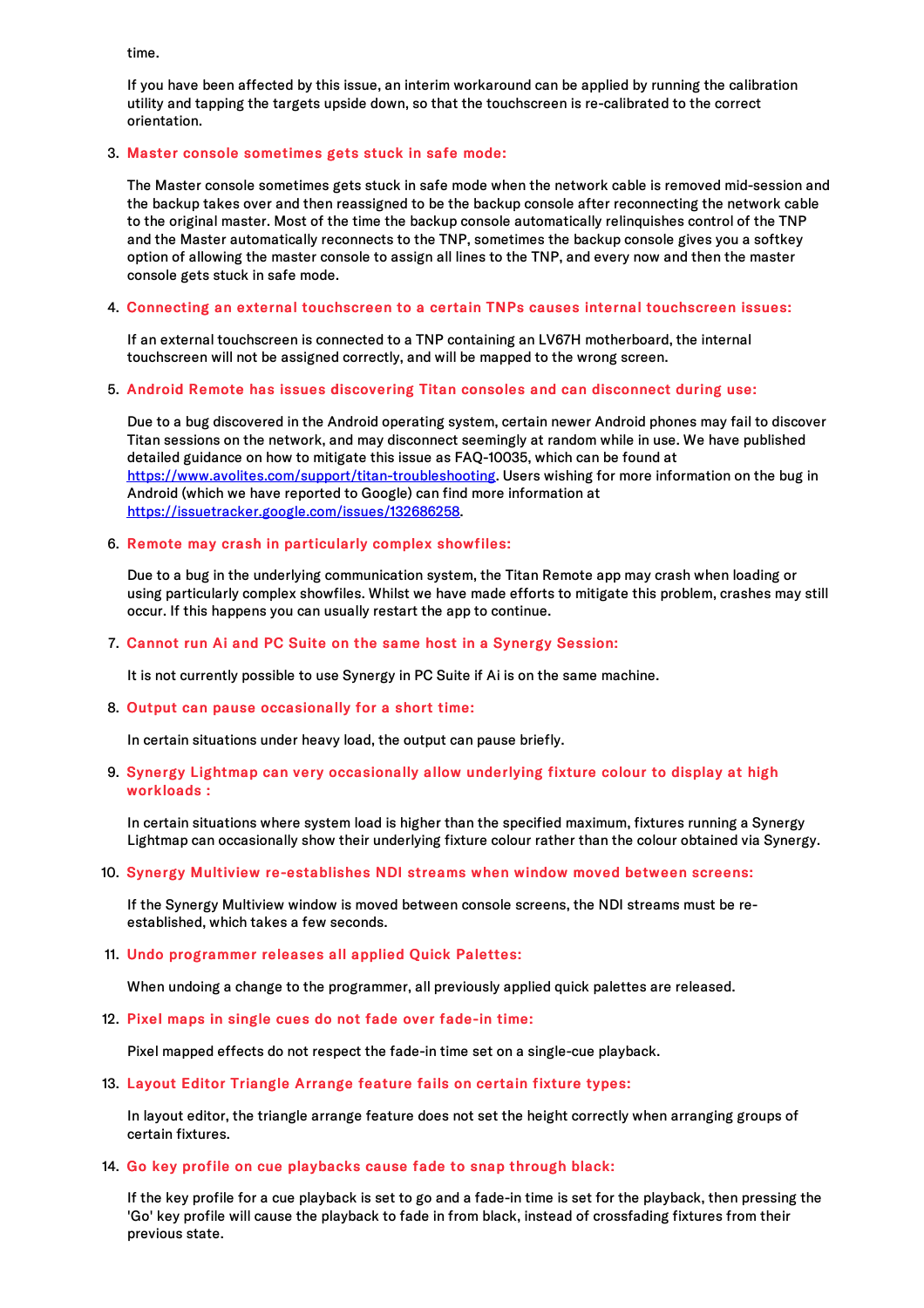time.

If you have been affected by this issue, an interim workaround can be applied by running the calibration utility and tapping the targets upside down, so that the touchscreen is re-calibrated to the correct orientation.

3. **Master console sometimes gets stuck in safe mode:**

   The Master console sometimes gets stuck in safe mode when the network cable is removed mid-session and the backup takes over and then reassigned to be the backup console after reconnecting the network cable to the original master. Most of the time the backup console automatically relinquishes control of the TNP and the Master automatically reconnects to the TNP, sometimes the backup console gives you a softkey option of allowing the master console to assign all lines to the TNP, and every now and then the master console gets stuck in safe mode.

4. **Connecting an external touchscreen to a certain TNPs causes internal touchscreen issues:**

   If an external touchscreen is connected to a TNP containing an LV67H motherboard, the internal touchscreen will not be assigned correctly, and will be mapped to the wrong screen.

5. **Android Remote has issues discovering Titan consoles and can disconnect during use:**

   Due to a bug discovered in the Android operating system, certain newer Android phones may fail to discover Titan sessions on the network, and may disconnect seemingly at random while in use. We have published detailed guidance on how to mitigate this issue as FAQ-10035, which can be found at https://www.avolites.com/support/titan-troubleshooting. Users wishing for more information on the bug in Android (which we have reported to Google) can find more information at https://issuetracker.google.com/issues/132686258.

6. **Remote may crash in particularly complex showfiles:**

   Due to a bug in the underlying communication system, the Titan Remote app may crash when loading or using particularly complex showfiles. Whilst we have made efforts to mitigate this problem, crashes may still occur. If this happens you can usually restart the app to continue.

7. **Cannot run Ai and PC Suite on the same host in a Synergy Session:**

   It is not currently possible to use Synergy in PC Suite if Ai is on the same machine.

8. **Output can pause occasionally for a short time:**

   In certain situations under heavy load, the output can pause briefly.

9. **Synergy Lightmap can very occasionally allow underlying fixture colour to display at high workloads :**

   In certain situations where system load is higher than the specified maximum, fixtures running a Synergy Lightmap can occasionally show their underlying fixture colour rather than the colour obtained via Synergy.

10. **Synergy Multiview re-establishes NDI streams when window moved between screens:**

    If the Synergy Multiview window is moved between console screens, the NDI streams must be re-established, which takes a few seconds.

11. **Undo programmer releases all applied Quick Palettes:**

    When undoing a change to the programmer, all previously applied quick palettes are released.

12. **Pixel maps in single cues do not fade over fade-in time:**

    Pixel mapped effects do not respect the fade-in time set on a single-cue playback.

13. **Layout Editor Triangle Arrange feature fails on certain fixture types:**

    In layout editor, the triangle arrange feature does not set the height correctly when arranging groups of certain fixtures.

14. **Go key profile on cue playbacks cause fade to snap through black:**

    If the key profile for a cue playback is set to go and a fade-in time is set for the playback, then pressing the 'Go' key profile will cause the playback to fade in from black, instead of crossfading fixtures from their previous state.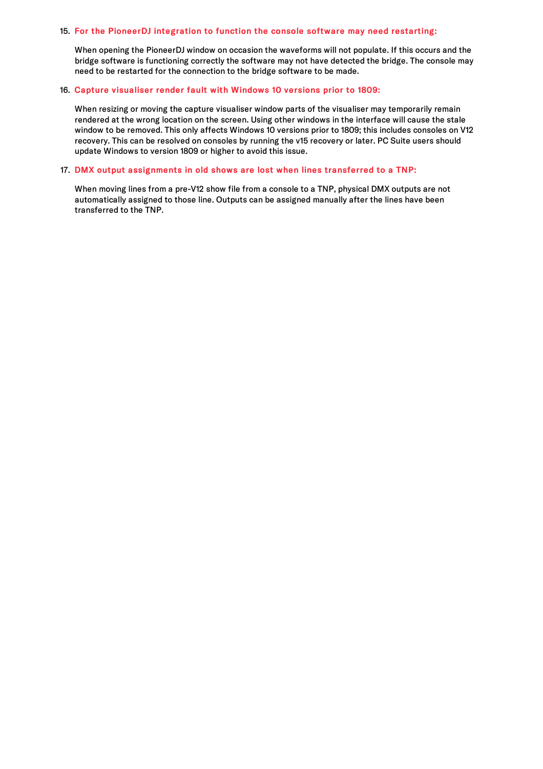15. **For the PioneerDJ integration to function the console software may need restarting:**

    When opening the PioneerDJ window on occasion the waveforms will not populate. If this occurs and the bridge software is functioning correctly the software may not have detected the bridge. The console may need to be restarted for the connection to the bridge software to be made.

16. **Capture visualiser render fault with Windows 10 versions prior to 1809:**

    When resizing or moving the capture visualiser window parts of the visualiser may temporarily remain rendered at the wrong location on the screen. Using other windows in the interface will cause the stale window to be removed. This only affects Windows 10 versions prior to 1809; this includes consoles on V12 recovery. This can be resolved on consoles by running the v15 recovery or later. PC Suite users should update Windows to version 1809 or higher to avoid this issue.

17. **DMX output assignments in old shows are lost when lines transferred to a TNP:**

    When moving lines from a pre-V12 show file from a console to a TNP, physical DMX outputs are not automatically assigned to those line. Outputs can be assigned manually after the lines have been transferred to the TNP.